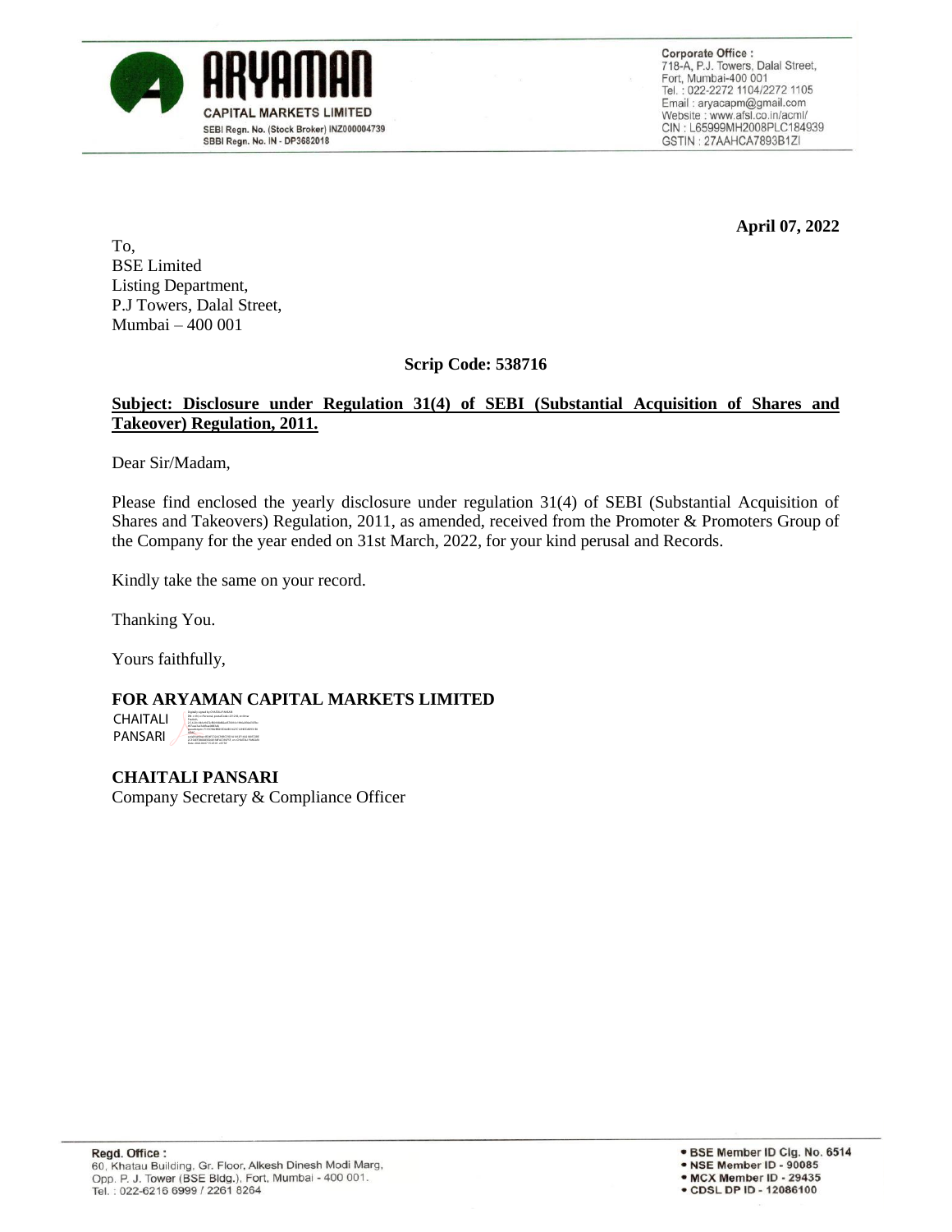# ARYAMAN

CAPITAL MARKETS LIMITED

SEBI Regn. No. (Stock Broker) INZ000004739
SBBI Regn. No. IN - DP3682018

Corporate Office :
718-A, P.J. Towers, Dalal Street,
Fort, Mumbai-400 001
Tel. : 022-2272 1104/2272 1105
Email : aryacapm@gmail.com
Website : www.afsl.co.in/acml/
CIN : L65999MH2008PLC184939
GSTIN : 27AAHCA7893B1ZI

**April 07, 2022**

To,
BSE Limited
Listing Department,
P.J Towers, Dalal Street,
Mumbai – 400 001

**Scrip Code: 538716**

**Subject: Disclosure under Regulation 31(4) of SEBI (Substantial Acquisition of Shares and Takeover) Regulation, 2011.**

Dear Sir/Madam,

Please find enclosed the yearly disclosure under regulation 31(4) of SEBI (Substantial Acquisition of Shares and Takeovers) Regulation, 2011, as amended, received from the Promoter & Promoters Group of the Company for the year ended on 31st March, 2022, for your kind perusal and Records.

Kindly take the same on your record.

Thanking You.

Yours faithfully,

**FOR ARYAMAN CAPITAL MARKETS LIMITED**

CHAITALI PANSARI

**CHAITALI PANSARI**
Company Secretary & Compliance Officer

Regd. Office :
60, Khatau Building, Gr. Floor, Alkesh Dinesh Modi Marg,
Opp. P. J. Tower (BSE Bldg.), Fort, Mumbai - 400 001.
Tel. : 022-6216 6999 / 2261 8264

- BSE Member ID Clg. No. 6514
- NSE Member ID - 90085
- MCX Member ID - 29435
- CDSL DP ID - 12086100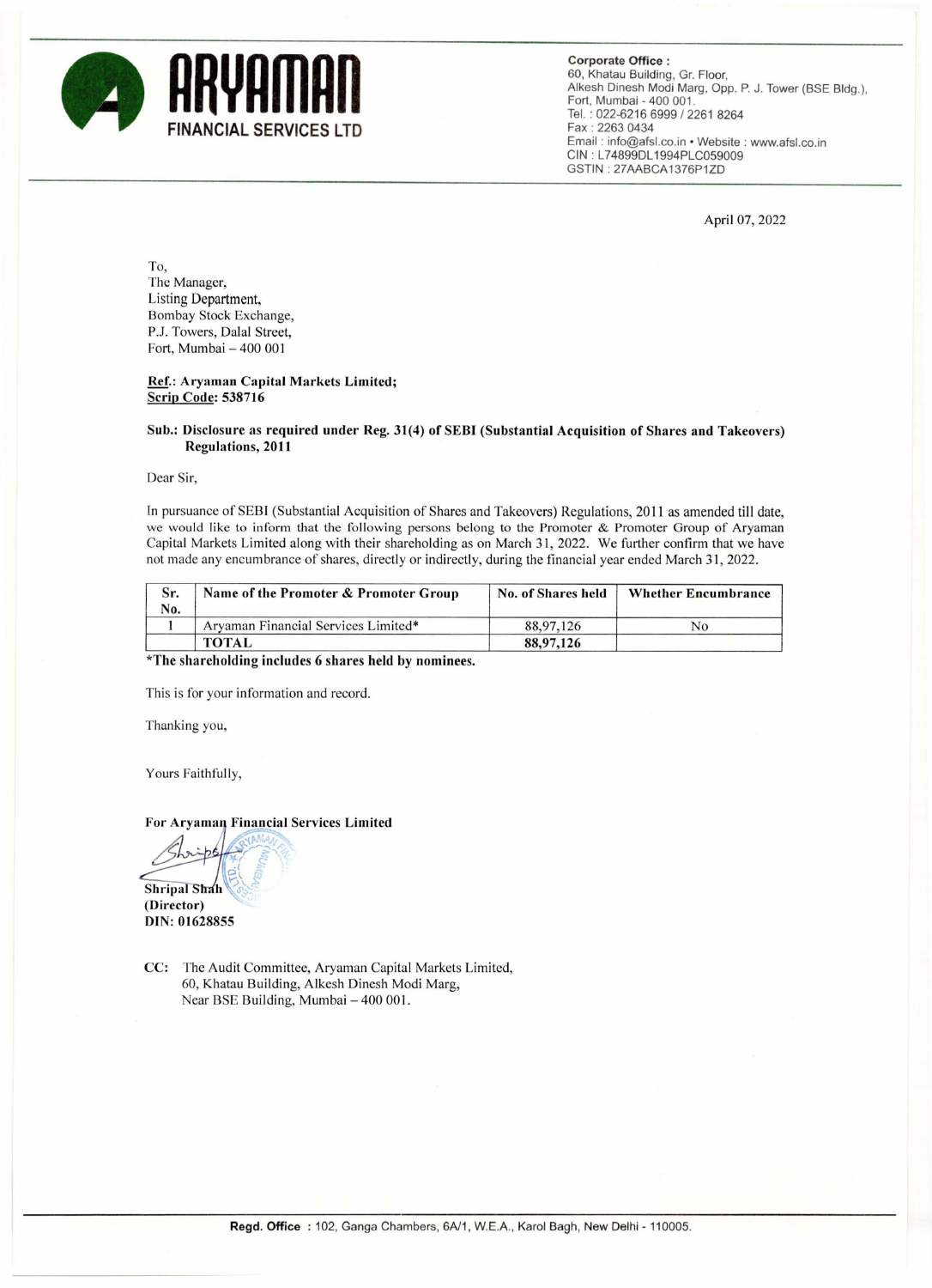# ARYAMAN FINANCIAL SERVICES LTD

**Corporate Office :**
60, Khatau Building, Gr. Floor,
Alkesh Dinesh Modi Marg, Opp. P. J. Tower (BSE Bldg.),
Fort, Mumbai - 400 001.
Tel. : 022-6216 6999 / 2261 8264
Fax : 2263 0434
Email : info@afsl.co.in • Website : www.afsl.co.in
CIN : L74899DL1994PLC059009
GSTIN : 27AABCA1376P1ZD

April 07, 2022

To,
The Manager,
Listing Department,
Bombay Stock Exchange,
P.J. Towers, Dalal Street,
Fort, Mumbai – 400 001

**Ref.: Aryaman Capital Markets Limited;**
**Scrip Code: 538716**

**Sub.: Disclosure as required under Reg. 31(4) of SEBI (Substantial Acquisition of Shares and Takeovers) Regulations, 2011**

Dear Sir,

In pursuance of SEBI (Substantial Acquisition of Shares and Takeovers) Regulations, 2011 as amended till date, we would like to inform that the following persons belong to the Promoter & Promoter Group of Aryaman Capital Markets Limited along with their shareholding as on March 31, 2022. We further confirm that we have not made any encumbrance of shares, directly or indirectly, during the financial year ended March 31, 2022.

| Sr. No. | Name of the Promoter & Promoter Group | No. of Shares held | Whether Encumbrance |
|---|---|---|---|
| 1 | Aryaman Financial Services Limited* | 88,97,126 | No |
| | **TOTAL** | **88,97,126** | |

**\*The shareholding includes 6 shares held by nominees.**

This is for your information and record.

Thanking you,

Yours Faithfully,

**For Aryaman Financial Services Limited**

**Shripal Shah**
**(Director)**
**DIN: 01628855**

**CC:** The Audit Committee, Aryaman Capital Markets Limited,
60, Khatau Building, Alkesh Dinesh Modi Marg,
Near BSE Building, Mumbai – 400 001.

**Regd. Office** : 102, Ganga Chambers, 6A/1, W.E.A., Karol Bagh, New Delhi - 110005.